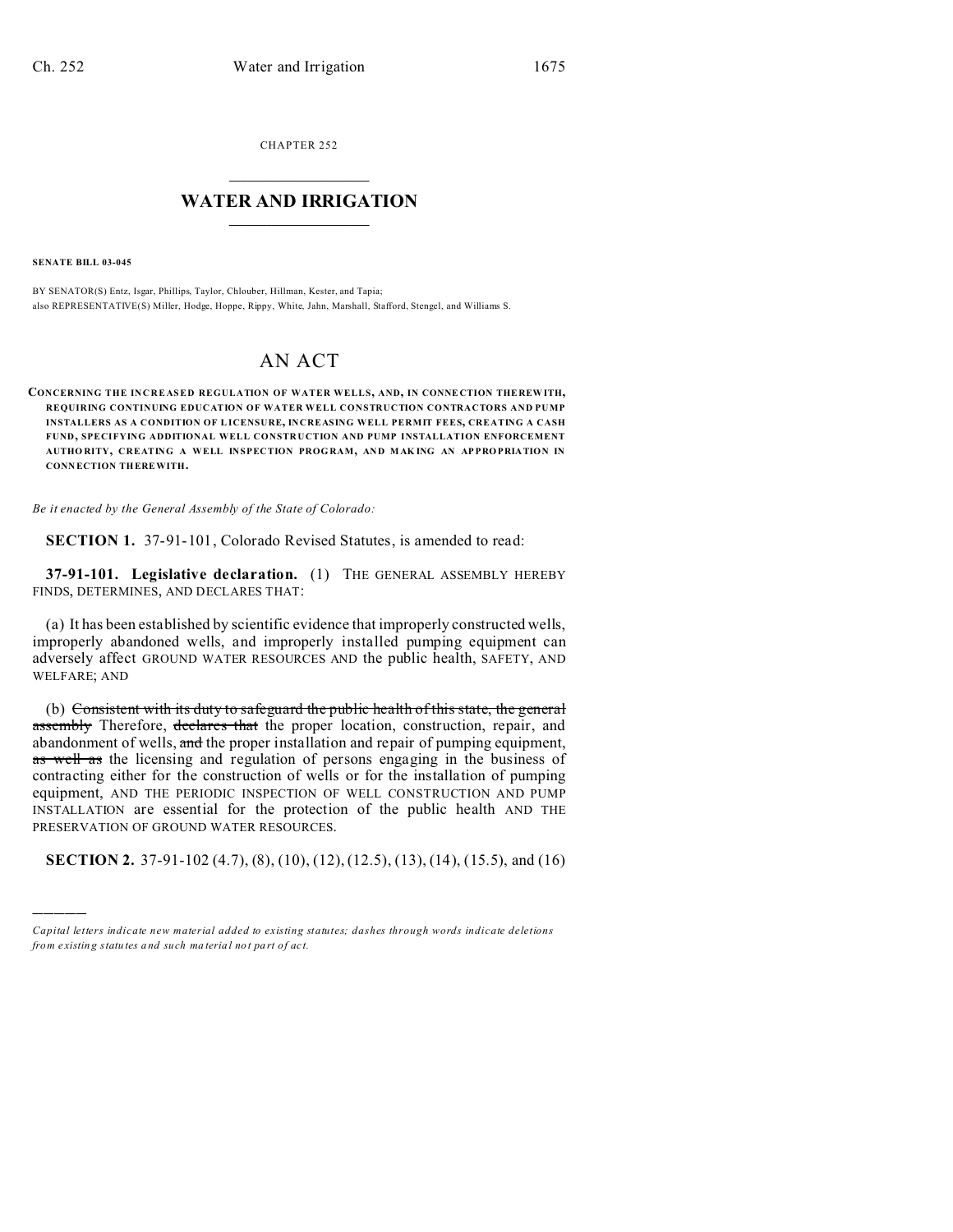CHAPTER 252

# WATER AND IRRIGATION

**SENATE BILL 03-045**

BY SENATOR(S) Entz, Isgar, Phillips, Taylor, Chlouber, Hillman, Kester, and Tapia;
also REPRESENTATIVE(S) Miller, Hodge, Hoppe, Rippy, White, Jahn, Marshall, Stafford, Stengel, and Williams S.

## AN ACT

**CONCERNING THE INCREASED REGULATION OF WATER WELLS, AND, IN CONNECTION THEREWITH, REQUIRING CONTINUING EDUCATION OF WATER WELL CONSTRUCTION CONTRACTORS AND PUMP INSTALLERS AS A CONDITION OF LICENSURE, INCREASING WELL PERMIT FEES, CREATING A CASH FUND, SPECIFYING ADDITIONAL WELL CONSTRUCTION AND PUMP INSTALLATION ENFORCEMENT AUTHORITY, CREATING A WELL INSPECTION PROGRAM, AND MAKING AN APPROPRIATION IN CONNECTION THEREWITH.**

*Be it enacted by the General Assembly of the State of Colorado:*

**SECTION 1.** 37-91-101, Colorado Revised Statutes, is amended to read:

**37-91-101. Legislative declaration.** (1) THE GENERAL ASSEMBLY HEREBY FINDS, DETERMINES, AND DECLARES THAT:

(a) It has been established by scientific evidence that improperly constructed wells, improperly abandoned wells, and improperly installed pumping equipment can adversely affect GROUND WATER RESOURCES AND the public health, SAFETY, AND WELFARE; AND

(b) ~~Consistent with its duty to safeguard the public health of this state, the general assembly~~ Therefore, ~~declares that~~ the proper location, construction, repair, and abandonment of wells, ~~and~~ the proper installation and repair of pumping equipment, ~~as well as~~ the licensing and regulation of persons engaging in the business of contracting either for the construction of wells or for the installation of pumping equipment, AND THE PERIODIC INSPECTION OF WELL CONSTRUCTION AND PUMP INSTALLATION are essential for the protection of the public health AND THE PRESERVATION OF GROUND WATER RESOURCES.

**SECTION 2.** 37-91-102 (4.7), (8), (10), (12), (12.5), (13), (14), (15.5), and (16)

---

*Capital letters indicate new material added to existing statutes; dashes through words indicate deletions from existing statutes and such material not part of act.*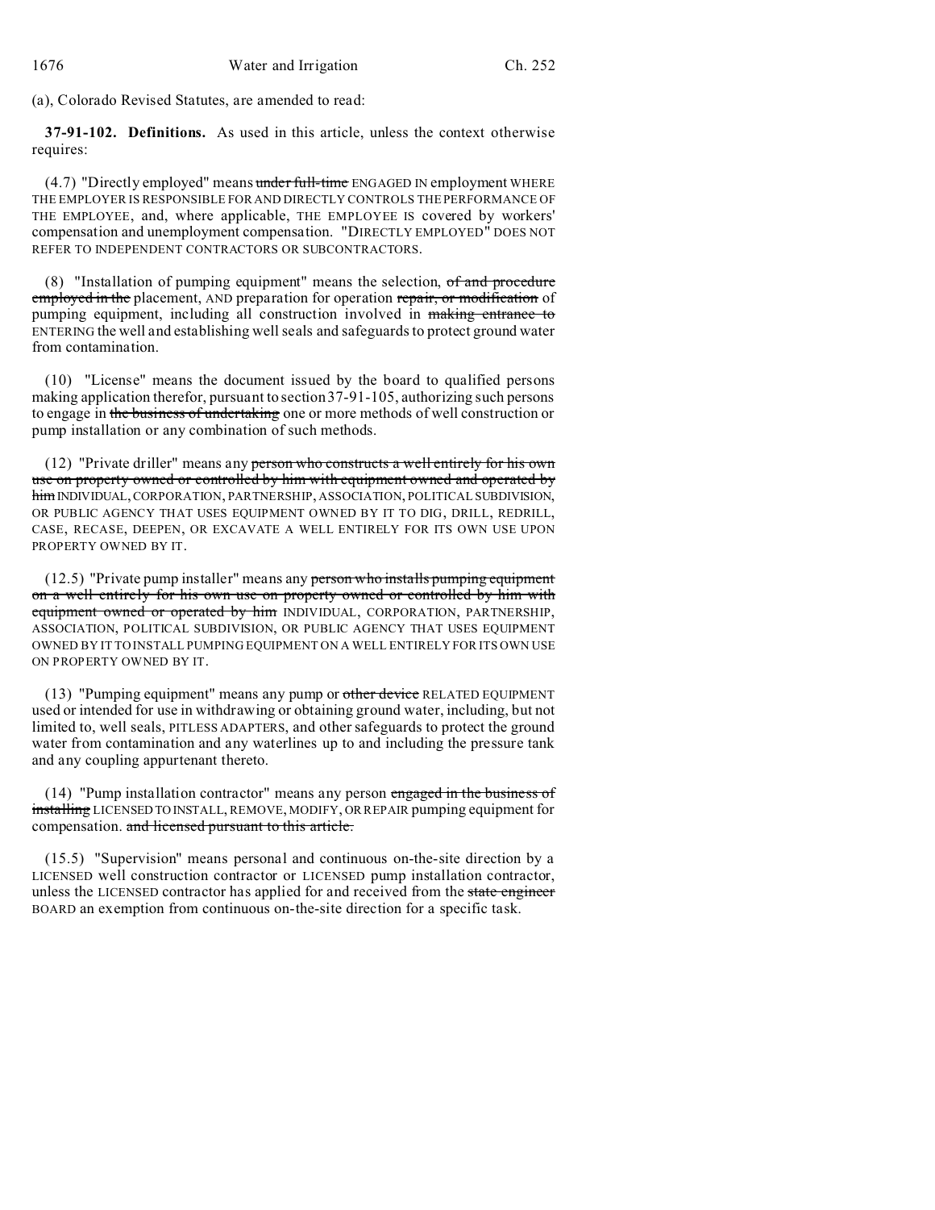(a), Colorado Revised Statutes, are amended to read:

**37-91-102. Definitions.** As used in this article, unless the context otherwise requires:

(4.7) "Directly employed" means ~~under full-time~~ ENGAGED IN employment WHERE THE EMPLOYER IS RESPONSIBLE FOR AND DIRECTLY CONTROLS THE PERFORMANCE OF THE EMPLOYEE, and, where applicable, THE EMPLOYEE IS covered by workers' compensation and unemployment compensation. "DIRECTLY EMPLOYED" DOES NOT REFER TO INDEPENDENT CONTRACTORS OR SUBCONTRACTORS.

(8) "Installation of pumping equipment" means the selection, ~~of and procedure employed in the~~ placement, AND preparation for operation ~~repair, or modification~~ of pumping equipment, including all construction involved in ~~making entrance to~~ ENTERING the well and establishing well seals and safeguards to protect ground water from contamination.

(10) "License" means the document issued by the board to qualified persons making application therefor, pursuant to section 37-91-105, authorizing such persons to engage in ~~the business of undertaking~~ one or more methods of well construction or pump installation or any combination of such methods.

(12) "Private driller" means any ~~person who constructs a well entirely for his own use on property owned or controlled by him with equipment owned and operated by him~~ INDIVIDUAL, CORPORATION, PARTNERSHIP, ASSOCIATION, POLITICAL SUBDIVISION, OR PUBLIC AGENCY THAT USES EQUIPMENT OWNED BY IT TO DIG, DRILL, REDRILL, CASE, RECASE, DEEPEN, OR EXCAVATE A WELL ENTIRELY FOR ITS OWN USE UPON PROPERTY OWNED BY IT.

(12.5) "Private pump installer" means any ~~person who installs pumping equipment on a well entirely for his own use on property owned or controlled by him with equipment owned or operated by him~~ INDIVIDUAL, CORPORATION, PARTNERSHIP, ASSOCIATION, POLITICAL SUBDIVISION, OR PUBLIC AGENCY THAT USES EQUIPMENT OWNED BY IT TO INSTALL PUMPING EQUIPMENT ON A WELL ENTIRELY FOR ITS OWN USE ON PROPERTY OWNED BY IT.

(13) "Pumping equipment" means any pump or ~~other device~~ RELATED EQUIPMENT used or intended for use in withdrawing or obtaining ground water, including, but not limited to, well seals, PITLESS ADAPTERS, and other safeguards to protect the ground water from contamination and any waterlines up to and including the pressure tank and any coupling appurtenant thereto.

(14) "Pump installation contractor" means any person ~~engaged in the business of installing~~ LICENSED TO INSTALL, REMOVE, MODIFY, OR REPAIR pumping equipment for compensation. ~~and licensed pursuant to this article.~~

(15.5) "Supervision" means personal and continuous on-the-site direction by a LICENSED well construction contractor or LICENSED pump installation contractor, unless the LICENSED contractor has applied for and received from the ~~state engineer~~ BOARD an exemption from continuous on-the-site direction for a specific task.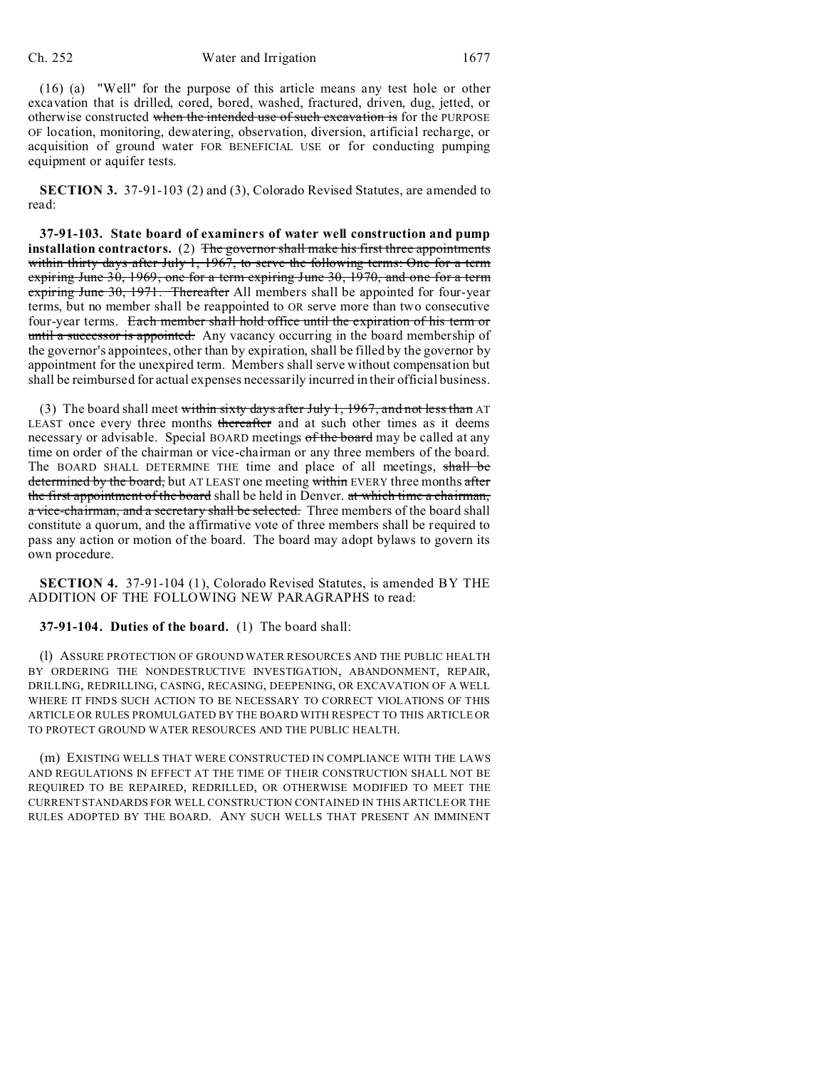(16) (a) "Well" for the purpose of this article means any test hole or other excavation that is drilled, cored, bored, washed, fractured, driven, dug, jetted, or otherwise constructed ~~when the intended use of such excavation is~~ for the PURPOSE OF location, monitoring, dewatering, observation, diversion, artificial recharge, or acquisition of ground water FOR BENEFICIAL USE or for conducting pumping equipment or aquifer tests.

**SECTION 3.** 37-91-103 (2) and (3), Colorado Revised Statutes, are amended to read:

**37-91-103. State board of examiners of water well construction and pump installation contractors.** (2) ~~The governor shall make his first three appointments within thirty days after July 1, 1967, to serve the following terms: One for a term expiring June 30, 1969, one for a term expiring June 30, 1970, and one for a term expiring June 30, 1971. Thereafter~~ All members shall be appointed for four-year terms, but no member shall be reappointed to OR serve more than two consecutive four-year terms. ~~Each member shall hold office until the expiration of his term or until a successor is appointed.~~ Any vacancy occurring in the board membership of the governor's appointees, other than by expiration, shall be filled by the governor by appointment for the unexpired term. Members shall serve without compensation but shall be reimbursed for actual expenses necessarily incurred in their official business.

(3) The board shall meet ~~within sixty days after July 1, 1967, and not less than~~ AT LEAST once every three months ~~thereafter~~ and at such other times as it deems necessary or advisable. Special BOARD meetings ~~of the board~~ may be called at any time on order of the chairman or vice-chairman or any three members of the board. The BOARD SHALL DETERMINE THE time and place of all meetings, ~~shall be determined by the board,~~ but AT LEAST one meeting ~~within~~ EVERY three months ~~after the first appointment of the board~~ shall be held in Denver. ~~at which time a chairman, a vice-chairman, and a secretary shall be selected.~~ Three members of the board shall constitute a quorum, and the affirmative vote of three members shall be required to pass any action or motion of the board. The board may adopt bylaws to govern its own procedure.

**SECTION 4.** 37-91-104 (1), Colorado Revised Statutes, is amended BY THE ADDITION OF THE FOLLOWING NEW PARAGRAPHS to read:

**37-91-104. Duties of the board.** (1) The board shall:

(l) ASSURE PROTECTION OF GROUND WATER RESOURCES AND THE PUBLIC HEALTH BY ORDERING THE NONDESTRUCTIVE INVESTIGATION, ABANDONMENT, REPAIR, DRILLING, REDRILLING, CASING, RECASING, DEEPENING, OR EXCAVATION OF A WELL WHERE IT FINDS SUCH ACTION TO BE NECESSARY TO CORRECT VIOLATIONS OF THIS ARTICLE OR RULES PROMULGATED BY THE BOARD WITH RESPECT TO THIS ARTICLE OR TO PROTECT GROUND WATER RESOURCES AND THE PUBLIC HEALTH.

(m) EXISTING WELLS THAT WERE CONSTRUCTED IN COMPLIANCE WITH THE LAWS AND REGULATIONS IN EFFECT AT THE TIME OF THEIR CONSTRUCTION SHALL NOT BE REQUIRED TO BE REPAIRED, REDRILLED, OR OTHERWISE MODIFIED TO MEET THE CURRENT STANDARDS FOR WELL CONSTRUCTION CONTAINED IN THIS ARTICLE OR THE RULES ADOPTED BY THE BOARD. ANY SUCH WELLS THAT PRESENT AN IMMINENT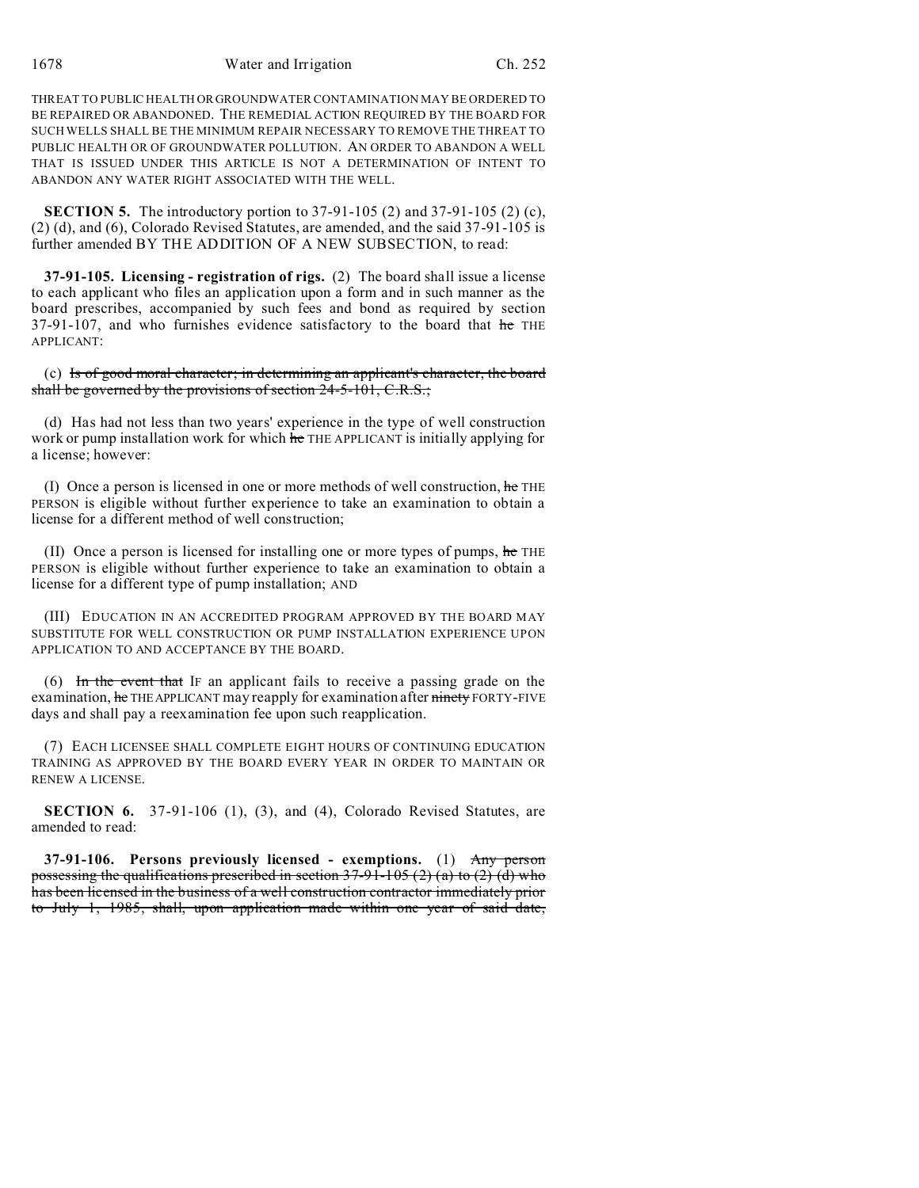THREAT TO PUBLIC HEALTH OR GROUNDWATER CONTAMINATION MAY BE ORDERED TO BE REPAIRED OR ABANDONED. THE REMEDIAL ACTION REQUIRED BY THE BOARD FOR SUCH WELLS SHALL BE THE MINIMUM REPAIR NECESSARY TO REMOVE THE THREAT TO PUBLIC HEALTH OR OF GROUNDWATER POLLUTION. AN ORDER TO ABANDON A WELL THAT IS ISSUED UNDER THIS ARTICLE IS NOT A DETERMINATION OF INTENT TO ABANDON ANY WATER RIGHT ASSOCIATED WITH THE WELL.

**SECTION 5.** The introductory portion to 37-91-105 (2) and 37-91-105 (2) (c), (2) (d), and (6), Colorado Revised Statutes, are amended, and the said 37-91-105 is further amended BY THE ADDITION OF A NEW SUBSECTION, to read:

**37-91-105. Licensing - registration of rigs.** (2) The board shall issue a license to each applicant who files an application upon a form and in such manner as the board prescribes, accompanied by such fees and bond as required by section 37-91-107, and who furnishes evidence satisfactory to the board that ~~he~~ THE APPLICANT:

(c) ~~Is of good moral character; in determining an applicant's character, the board shall be governed by the provisions of section 24-5-101, C.R.S.;~~

(d) Has had not less than two years' experience in the type of well construction work or pump installation work for which ~~he~~ THE APPLICANT is initially applying for a license; however:

(I) Once a person is licensed in one or more methods of well construction, ~~he~~ THE PERSON is eligible without further experience to take an examination to obtain a license for a different method of well construction;

(II) Once a person is licensed for installing one or more types of pumps, ~~he~~ THE PERSON is eligible without further experience to take an examination to obtain a license for a different type of pump installation; AND

(III) EDUCATION IN AN ACCREDITED PROGRAM APPROVED BY THE BOARD MAY SUBSTITUTE FOR WELL CONSTRUCTION OR PUMP INSTALLATION EXPERIENCE UPON APPLICATION TO AND ACCEPTANCE BY THE BOARD.

(6) ~~In the event that~~ IF an applicant fails to receive a passing grade on the examination, ~~he~~ THE APPLICANT may reapply for examination after ~~ninety~~ FORTY-FIVE days and shall pay a reexamination fee upon such reapplication.

(7) EACH LICENSEE SHALL COMPLETE EIGHT HOURS OF CONTINUING EDUCATION TRAINING AS APPROVED BY THE BOARD EVERY YEAR IN ORDER TO MAINTAIN OR RENEW A LICENSE.

**SECTION 6.** 37-91-106 (1), (3), and (4), Colorado Revised Statutes, are amended to read:

**37-91-106. Persons previously licensed - exemptions.** (1) ~~Any person possessing the qualifications prescribed in section 37-91-105 (2) (a) to (2) (d) who has been licensed in the business of a well construction contractor immediately prior to July 1, 1985, shall, upon application made within one year of said date,~~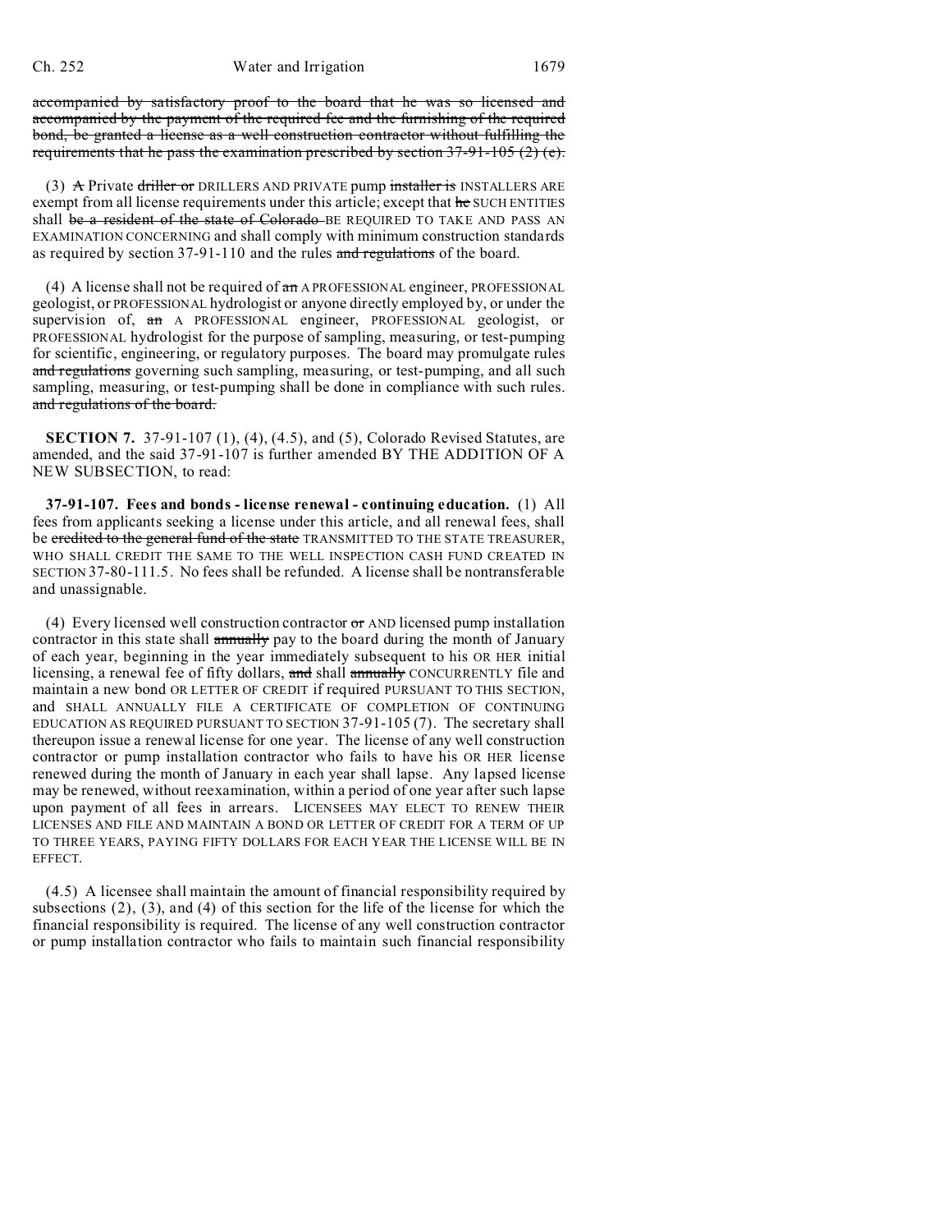~~accompanied by satisfactory proof to the board that he was so licensed and accompanied by the payment of the required fee and the furnishing of the required bond, be granted a license as a well construction contractor without fulfilling the requirements that he pass the examination prescribed by section 37-91-105 (2) (c).~~

(3) ~~A~~ Private ~~driller or~~ DRILLERS AND PRIVATE pump ~~installer is~~ INSTALLERS ARE exempt from all license requirements under this article; except that ~~he~~ SUCH ENTITIES shall ~~be a resident of the state of Colorado~~ BE REQUIRED TO TAKE AND PASS AN EXAMINATION CONCERNING and shall comply with minimum construction standards as required by section 37-91-110 and the rules ~~and regulations~~ of the board.

(4) A license shall not be required of ~~an~~ A PROFESSIONAL engineer, PROFESSIONAL geologist, or PROFESSIONAL hydrologist or anyone directly employed by, or under the supervision of, ~~an~~ A PROFESSIONAL engineer, PROFESSIONAL geologist, or PROFESSIONAL hydrologist for the purpose of sampling, measuring, or test-pumping for scientific, engineering, or regulatory purposes. The board may promulgate rules ~~and regulations~~ governing such sampling, measuring, or test-pumping, and all such sampling, measuring, or test-pumping shall be done in compliance with such rules. ~~and regulations of the board.~~

**SECTION 7.** 37-91-107 (1), (4), (4.5), and (5), Colorado Revised Statutes, are amended, and the said 37-91-107 is further amended BY THE ADDITION OF A NEW SUBSECTION, to read:

**37-91-107. Fees and bonds - license renewal - continuing education.** (1) All fees from applicants seeking a license under this article, and all renewal fees, shall be ~~credited to the general fund of the state~~ TRANSMITTED TO THE STATE TREASURER, WHO SHALL CREDIT THE SAME TO THE WELL INSPECTION CASH FUND CREATED IN SECTION 37-80-111.5. No fees shall be refunded. A license shall be nontransferable and unassignable.

(4) Every licensed well construction contractor ~~or~~ AND licensed pump installation contractor in this state shall ~~annually~~ pay to the board during the month of January of each year, beginning in the year immediately subsequent to his OR HER initial licensing, a renewal fee of fifty dollars, ~~and~~ shall ~~annually~~ CONCURRENTLY file and maintain a new bond OR LETTER OF CREDIT if required PURSUANT TO THIS SECTION, and SHALL ANNUALLY FILE A CERTIFICATE OF COMPLETION OF CONTINUING EDUCATION AS REQUIRED PURSUANT TO SECTION 37-91-105 (7). The secretary shall thereupon issue a renewal license for one year. The license of any well construction contractor or pump installation contractor who fails to have his OR HER license renewed during the month of January in each year shall lapse. Any lapsed license may be renewed, without reexamination, within a period of one year after such lapse upon payment of all fees in arrears. LICENSEES MAY ELECT TO RENEW THEIR LICENSES AND FILE AND MAINTAIN A BOND OR LETTER OF CREDIT FOR A TERM OF UP TO THREE YEARS, PAYING FIFTY DOLLARS FOR EACH YEAR THE LICENSE WILL BE IN EFFECT.

(4.5) A licensee shall maintain the amount of financial responsibility required by subsections (2), (3), and (4) of this section for the life of the license for which the financial responsibility is required. The license of any well construction contractor or pump installation contractor who fails to maintain such financial responsibility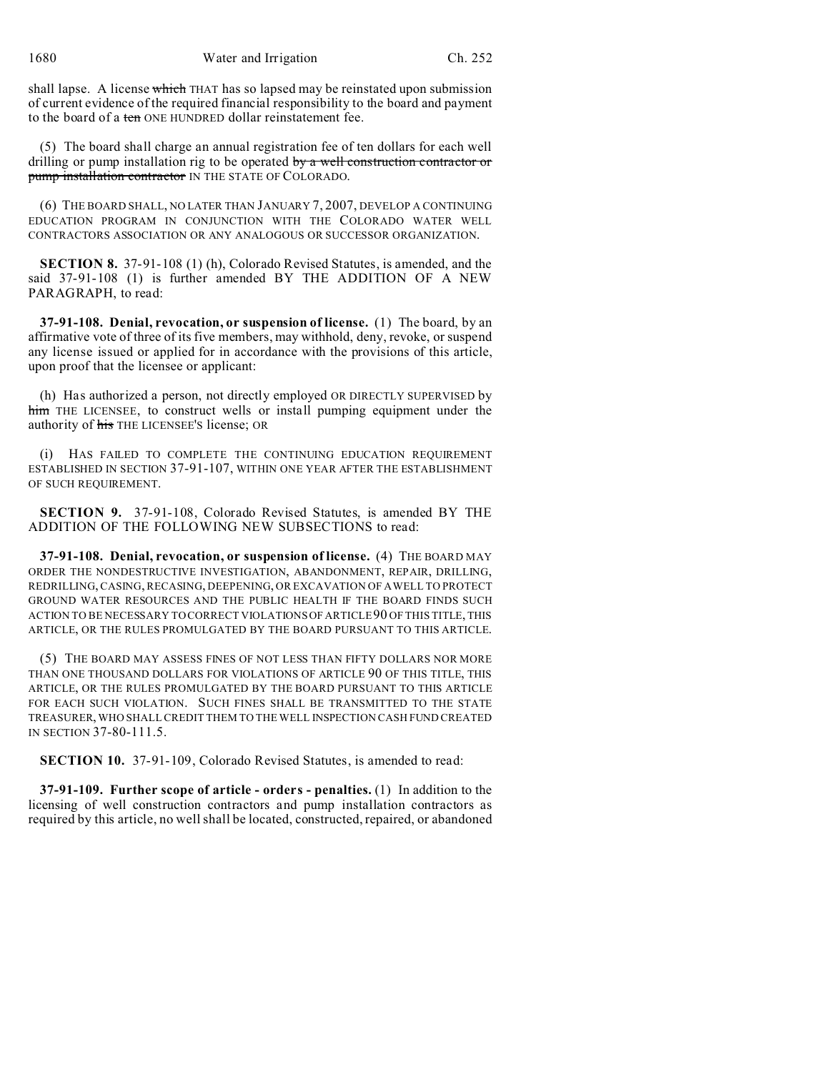shall lapse. A license ~~which~~ THAT has so lapsed may be reinstated upon submission of current evidence of the required financial responsibility to the board and payment to the board of a ~~ten~~ ONE HUNDRED dollar reinstatement fee.

(5) The board shall charge an annual registration fee of ten dollars for each well drilling or pump installation rig to be operated ~~by a well construction contractor or pump installation contractor~~ IN THE STATE OF COLORADO.

(6) THE BOARD SHALL, NO LATER THAN JANUARY 7, 2007, DEVELOP A CONTINUING EDUCATION PROGRAM IN CONJUNCTION WITH THE COLORADO WATER WELL CONTRACTORS ASSOCIATION OR ANY ANALOGOUS OR SUCCESSOR ORGANIZATION.

**SECTION 8.** 37-91-108 (1) (h), Colorado Revised Statutes, is amended, and the said 37-91-108 (1) is further amended BY THE ADDITION OF A NEW PARAGRAPH, to read:

**37-91-108. Denial, revocation, or suspension of license.** (1) The board, by an affirmative vote of three of its five members, may withhold, deny, revoke, or suspend any license issued or applied for in accordance with the provisions of this article, upon proof that the licensee or applicant:

(h) Has authorized a person, not directly employed OR DIRECTLY SUPERVISED by ~~him~~ THE LICENSEE, to construct wells or install pumping equipment under the authority of ~~his~~ THE LICENSEE'S license; OR

(i) HAS FAILED TO COMPLETE THE CONTINUING EDUCATION REQUIREMENT ESTABLISHED IN SECTION 37-91-107, WITHIN ONE YEAR AFTER THE ESTABLISHMENT OF SUCH REQUIREMENT.

**SECTION 9.** 37-91-108, Colorado Revised Statutes, is amended BY THE ADDITION OF THE FOLLOWING NEW SUBSECTIONS to read:

**37-91-108. Denial, revocation, or suspension of license.** (4) THE BOARD MAY ORDER THE NONDESTRUCTIVE INVESTIGATION, ABANDONMENT, REPAIR, DRILLING, REDRILLING, CASING, RECASING, DEEPENING, OR EXCAVATION OF A WELL TO PROTECT GROUND WATER RESOURCES AND THE PUBLIC HEALTH IF THE BOARD FINDS SUCH ACTION TO BE NECESSARY TO CORRECT VIOLATIONS OF ARTICLE 90 OF THIS TITLE, THIS ARTICLE, OR THE RULES PROMULGATED BY THE BOARD PURSUANT TO THIS ARTICLE.

(5) THE BOARD MAY ASSESS FINES OF NOT LESS THAN FIFTY DOLLARS NOR MORE THAN ONE THOUSAND DOLLARS FOR VIOLATIONS OF ARTICLE 90 OF THIS TITLE, THIS ARTICLE, OR THE RULES PROMULGATED BY THE BOARD PURSUANT TO THIS ARTICLE FOR EACH SUCH VIOLATION. SUCH FINES SHALL BE TRANSMITTED TO THE STATE TREASURER, WHO SHALL CREDIT THEM TO THE WELL INSPECTION CASH FUND CREATED IN SECTION 37-80-111.5.

**SECTION 10.** 37-91-109, Colorado Revised Statutes, is amended to read:

**37-91-109. Further scope of article - orders - penalties.** (1) In addition to the licensing of well construction contractors and pump installation contractors as required by this article, no well shall be located, constructed, repaired, or abandoned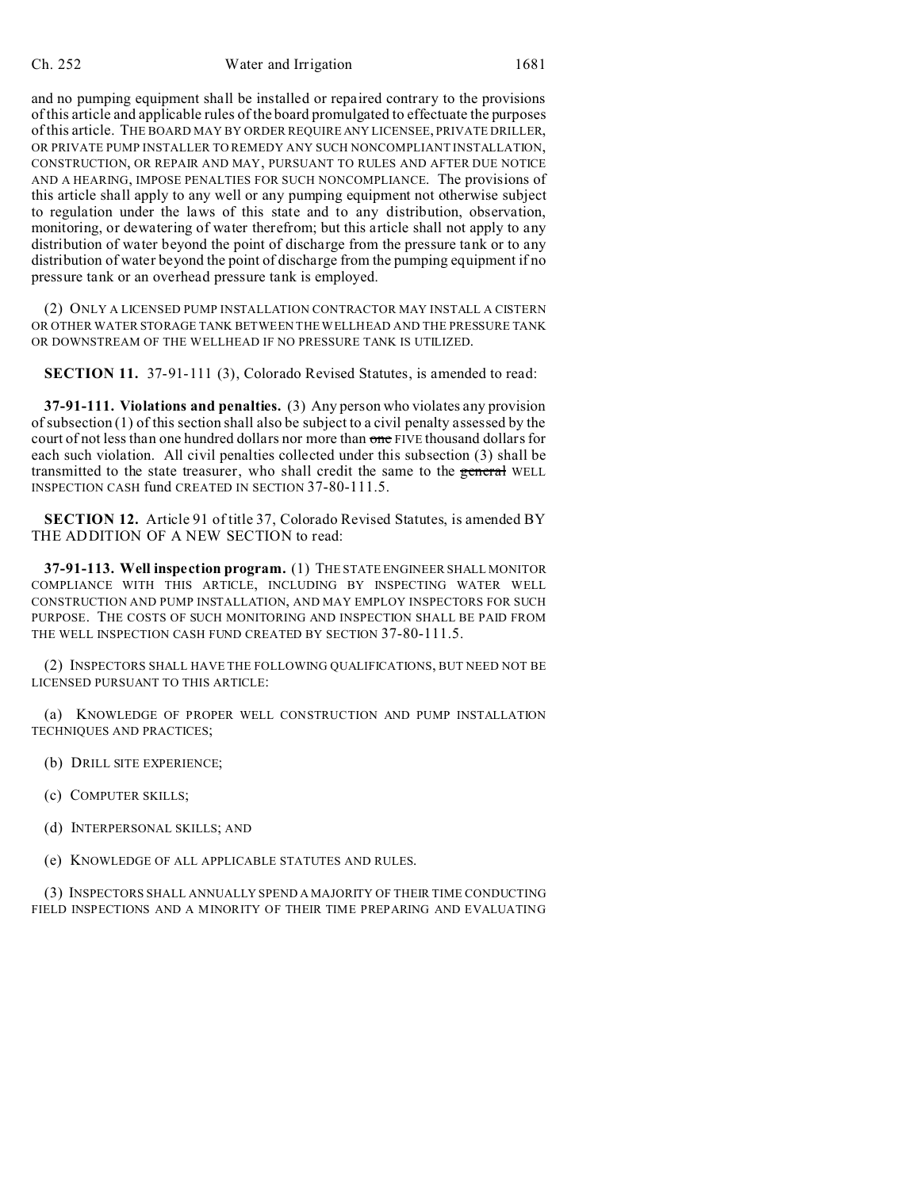and no pumping equipment shall be installed or repaired contrary to the provisions of this article and applicable rules of the board promulgated to effectuate the purposes of this article. THE BOARD MAY BY ORDER REQUIRE ANY LICENSEE, PRIVATE DRILLER, OR PRIVATE PUMP INSTALLER TO REMEDY ANY SUCH NONCOMPLIANT INSTALLATION, CONSTRUCTION, OR REPAIR AND MAY, PURSUANT TO RULES AND AFTER DUE NOTICE AND A HEARING, IMPOSE PENALTIES FOR SUCH NONCOMPLIANCE. The provisions of this article shall apply to any well or any pumping equipment not otherwise subject to regulation under the laws of this state and to any distribution, observation, monitoring, or dewatering of water therefrom; but this article shall not apply to any distribution of water beyond the point of discharge from the pressure tank or to any distribution of water beyond the point of discharge from the pumping equipment if no pressure tank or an overhead pressure tank is employed.

(2) ONLY A LICENSED PUMP INSTALLATION CONTRACTOR MAY INSTALL A CISTERN OR OTHER WATER STORAGE TANK BETWEEN THE WELLHEAD AND THE PRESSURE TANK OR DOWNSTREAM OF THE WELLHEAD IF NO PRESSURE TANK IS UTILIZED.

**SECTION 11.** 37-91-111 (3), Colorado Revised Statutes, is amended to read:

**37-91-111. Violations and penalties.** (3) Any person who violates any provision of subsection (1) of this section shall also be subject to a civil penalty assessed by the court of not less than one hundred dollars nor more than ~~one~~ FIVE thousand dollars for each such violation. All civil penalties collected under this subsection (3) shall be transmitted to the state treasurer, who shall credit the same to the ~~general~~ WELL INSPECTION CASH fund CREATED IN SECTION 37-80-111.5.

**SECTION 12.** Article 91 of title 37, Colorado Revised Statutes, is amended BY THE ADDITION OF A NEW SECTION to read:

**37-91-113. Well inspection program.** (1) THE STATE ENGINEER SHALL MONITOR COMPLIANCE WITH THIS ARTICLE, INCLUDING BY INSPECTING WATER WELL CONSTRUCTION AND PUMP INSTALLATION, AND MAY EMPLOY INSPECTORS FOR SUCH PURPOSE. THE COSTS OF SUCH MONITORING AND INSPECTION SHALL BE PAID FROM THE WELL INSPECTION CASH FUND CREATED BY SECTION 37-80-111.5.

(2) INSPECTORS SHALL HAVE THE FOLLOWING QUALIFICATIONS, BUT NEED NOT BE LICENSED PURSUANT TO THIS ARTICLE:

(a) KNOWLEDGE OF PROPER WELL CONSTRUCTION AND PUMP INSTALLATION TECHNIQUES AND PRACTICES;

(b) DRILL SITE EXPERIENCE;

(c) COMPUTER SKILLS;

(d) INTERPERSONAL SKILLS; AND

(e) KNOWLEDGE OF ALL APPLICABLE STATUTES AND RULES.

(3) INSPECTORS SHALL ANNUALLY SPEND A MAJORITY OF THEIR TIME CONDUCTING FIELD INSPECTIONS AND A MINORITY OF THEIR TIME PREPARING AND EVALUATING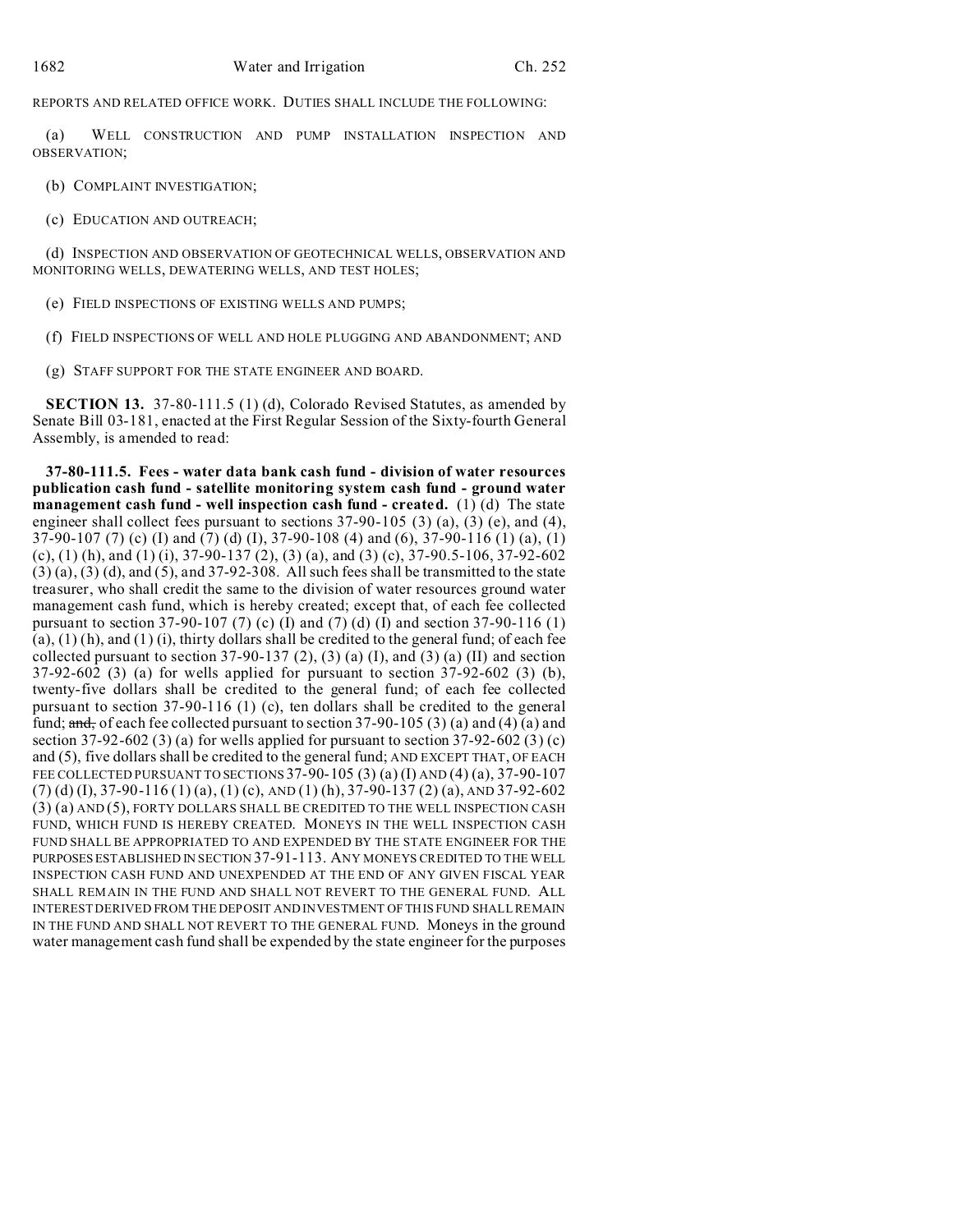REPORTS AND RELATED OFFICE WORK. DUTIES SHALL INCLUDE THE FOLLOWING:

(a) WELL CONSTRUCTION AND PUMP INSTALLATION INSPECTION AND OBSERVATION;

(b) COMPLAINT INVESTIGATION;

(c) EDUCATION AND OUTREACH;

(d) INSPECTION AND OBSERVATION OF GEOTECHNICAL WELLS, OBSERVATION AND MONITORING WELLS, DEWATERING WELLS, AND TEST HOLES;

(e) FIELD INSPECTIONS OF EXISTING WELLS AND PUMPS;

(f) FIELD INSPECTIONS OF WELL AND HOLE PLUGGING AND ABANDONMENT; AND

(g) STAFF SUPPORT FOR THE STATE ENGINEER AND BOARD.

**SECTION 13.** 37-80-111.5 (1) (d), Colorado Revised Statutes, as amended by Senate Bill 03-181, enacted at the First Regular Session of the Sixty-fourth General Assembly, is amended to read:

**37-80-111.5. Fees - water data bank cash fund - division of water resources publication cash fund - satellite monitoring system cash fund - ground water management cash fund - well inspection cash fund - created.** (1) (d) The state engineer shall collect fees pursuant to sections 37-90-105 (3) (a), (3) (e), and (4), 37-90-107 (7) (c) (I) and (7) (d) (I), 37-90-108 (4) and (6), 37-90-116 (1) (a), (1) (c), (1) (h), and (1) (i), 37-90-137 (2), (3) (a), and (3) (c), 37-90.5-106, 37-92-602 (3) (a), (3) (d), and (5), and 37-92-308. All such fees shall be transmitted to the state treasurer, who shall credit the same to the division of water resources ground water management cash fund, which is hereby created; except that, of each fee collected pursuant to section 37-90-107 (7) (c) (I) and (7) (d) (I) and section 37-90-116 (1) (a), (1) (h), and (1) (i), thirty dollars shall be credited to the general fund; of each fee collected pursuant to section 37-90-137 (2), (3) (a) (I), and (3) (a) (II) and section 37-92-602 (3) (a) for wells applied for pursuant to section 37-92-602 (3) (b), twenty-five dollars shall be credited to the general fund; of each fee collected pursuant to section 37-90-116 (1) (c), ten dollars shall be credited to the general fund; ~~and,~~ of each fee collected pursuant to section 37-90-105 (3) (a) and (4) (a) and section 37-92-602 (3) (a) for wells applied for pursuant to section 37-92-602 (3) (c) and (5), five dollars shall be credited to the general fund; AND EXCEPT THAT, OF EACH FEE COLLECTED PURSUANT TO SECTIONS 37-90-105 (3) (a) (I) AND (4) (a), 37-90-107 (7) (d) (I), 37-90-116 (1) (a), (1) (c), AND (1) (h), 37-90-137 (2) (a), AND 37-92-602 (3) (a) AND (5), FORTY DOLLARS SHALL BE CREDITED TO THE WELL INSPECTION CASH FUND, WHICH FUND IS HEREBY CREATED. MONEYS IN THE WELL INSPECTION CASH FUND SHALL BE APPROPRIATED TO AND EXPENDED BY THE STATE ENGINEER FOR THE PURPOSES ESTABLISHED IN SECTION 37-91-113. ANY MONEYS CREDITED TO THE WELL INSPECTION CASH FUND AND UNEXPENDED AT THE END OF ANY GIVEN FISCAL YEAR SHALL REMAIN IN THE FUND AND SHALL NOT REVERT TO THE GENERAL FUND. ALL INTEREST DERIVED FROM THE DEPOSIT AND INVESTMENT OF THIS FUND SHALL REMAIN IN THE FUND AND SHALL NOT REVERT TO THE GENERAL FUND. Moneys in the ground water management cash fund shall be expended by the state engineer for the purposes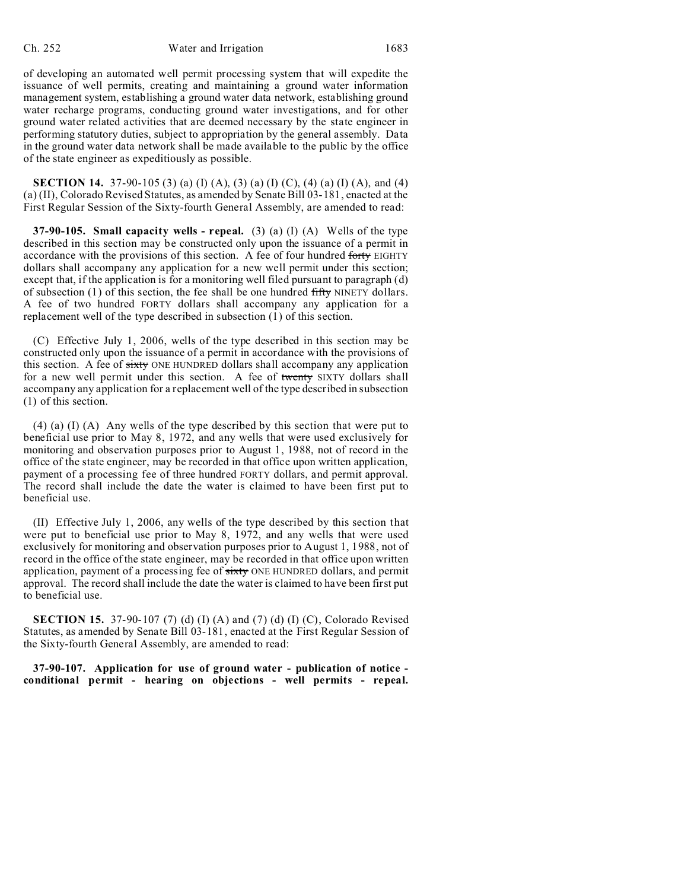of developing an automated well permit processing system that will expedite the issuance of well permits, creating and maintaining a ground water information management system, establishing a ground water data network, establishing ground water recharge programs, conducting ground water investigations, and for other ground water related activities that are deemed necessary by the state engineer in performing statutory duties, subject to appropriation by the general assembly. Data in the ground water data network shall be made available to the public by the office of the state engineer as expeditiously as possible.

**SECTION 14.** 37-90-105 (3) (a) (I) (A), (3) (a) (I) (C), (4) (a) (I) (A), and (4) (a) (II), Colorado Revised Statutes, as amended by Senate Bill 03-181, enacted at the First Regular Session of the Sixty-fourth General Assembly, are amended to read:

**37-90-105. Small capacity wells - repeal.** (3) (a) (I) (A) Wells of the type described in this section may be constructed only upon the issuance of a permit in accordance with the provisions of this section. A fee of four hundred ~~forty~~ EIGHTY dollars shall accompany any application for a new well permit under this section; except that, if the application is for a monitoring well filed pursuant to paragraph (d) of subsection (1) of this section, the fee shall be one hundred ~~fifty~~ NINETY dollars. A fee of two hundred FORTY dollars shall accompany any application for a replacement well of the type described in subsection (1) of this section.

(C) Effective July 1, 2006, wells of the type described in this section may be constructed only upon the issuance of a permit in accordance with the provisions of this section. A fee of ~~sixty~~ ONE HUNDRED dollars shall accompany any application for a new well permit under this section. A fee of ~~twenty~~ SIXTY dollars shall accompany any application for a replacement well of the type described in subsection (1) of this section.

(4) (a) (I) (A) Any wells of the type described by this section that were put to beneficial use prior to May 8, 1972, and any wells that were used exclusively for monitoring and observation purposes prior to August 1, 1988, not of record in the office of the state engineer, may be recorded in that office upon written application, payment of a processing fee of three hundred FORTY dollars, and permit approval. The record shall include the date the water is claimed to have been first put to beneficial use.

(II) Effective July 1, 2006, any wells of the type described by this section that were put to beneficial use prior to May 8, 1972, and any wells that were used exclusively for monitoring and observation purposes prior to August 1, 1988, not of record in the office of the state engineer, may be recorded in that office upon written application, payment of a processing fee of ~~sixty~~ ONE HUNDRED dollars, and permit approval. The record shall include the date the water is claimed to have been first put to beneficial use.

**SECTION 15.** 37-90-107 (7) (d) (I) (A) and (7) (d) (I) (C), Colorado Revised Statutes, as amended by Senate Bill 03-181, enacted at the First Regular Session of the Sixty-fourth General Assembly, are amended to read:

**37-90-107. Application for use of ground water - publication of notice - conditional permit - hearing on objections - well permits - repeal.**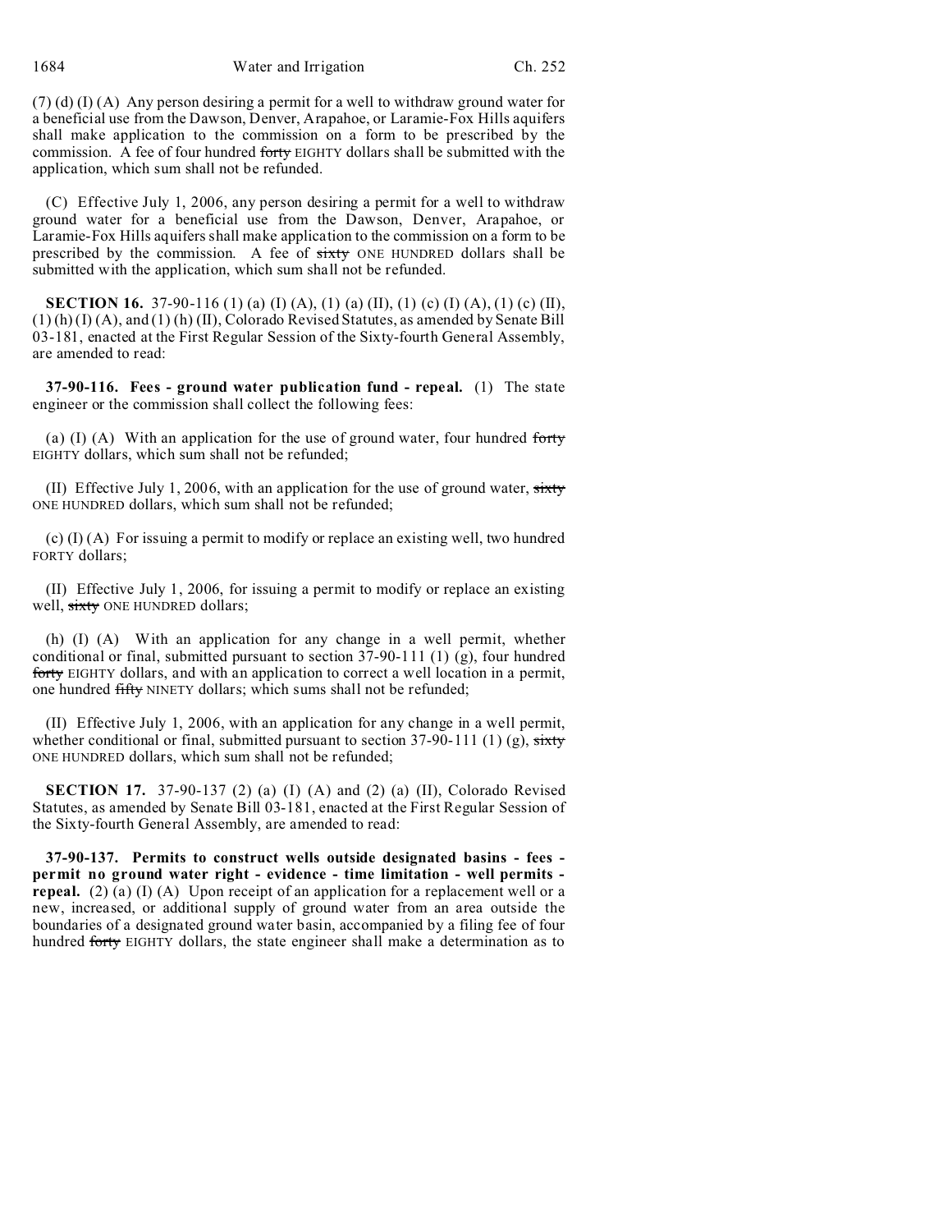(7) (d) (I) (A) Any person desiring a permit for a well to withdraw ground water for a beneficial use from the Dawson, Denver, Arapahoe, or Laramie-Fox Hills aquifers shall make application to the commission on a form to be prescribed by the commission. A fee of four hundred ~~forty~~ EIGHTY dollars shall be submitted with the application, which sum shall not be refunded.

(C) Effective July 1, 2006, any person desiring a permit for a well to withdraw ground water for a beneficial use from the Dawson, Denver, Arapahoe, or Laramie-Fox Hills aquifers shall make application to the commission on a form to be prescribed by the commission. A fee of ~~sixty~~ ONE HUNDRED dollars shall be submitted with the application, which sum shall not be refunded.

**SECTION 16.** 37-90-116 (1) (a) (I) (A), (1) (a) (II), (1) (c) (I) (A), (1) (c) (II), (1) (h) (I) (A), and (1) (h) (II), Colorado Revised Statutes, as amended by Senate Bill 03-181, enacted at the First Regular Session of the Sixty-fourth General Assembly, are amended to read:

**37-90-116. Fees - ground water publication fund - repeal.** (1) The state engineer or the commission shall collect the following fees:

(a) (I) (A) With an application for the use of ground water, four hundred ~~forty~~ EIGHTY dollars, which sum shall not be refunded;

(II) Effective July 1, 2006, with an application for the use of ground water, ~~sixty~~ ONE HUNDRED dollars, which sum shall not be refunded;

(c) (I) (A) For issuing a permit to modify or replace an existing well, two hundred FORTY dollars;

(II) Effective July 1, 2006, for issuing a permit to modify or replace an existing well, ~~sixty~~ ONE HUNDRED dollars;

(h) (I) (A) With an application for any change in a well permit, whether conditional or final, submitted pursuant to section 37-90-111 (1) (g), four hundred ~~forty~~ EIGHTY dollars, and with an application to correct a well location in a permit, one hundred ~~fifty~~ NINETY dollars; which sums shall not be refunded;

(II) Effective July 1, 2006, with an application for any change in a well permit, whether conditional or final, submitted pursuant to section 37-90-111 (1) (g), ~~sixty~~ ONE HUNDRED dollars, which sum shall not be refunded;

**SECTION 17.** 37-90-137 (2) (a) (I) (A) and (2) (a) (II), Colorado Revised Statutes, as amended by Senate Bill 03-181, enacted at the First Regular Session of the Sixty-fourth General Assembly, are amended to read:

**37-90-137. Permits to construct wells outside designated basins - fees - permit no ground water right - evidence - time limitation - well permits - repeal.** (2) (a) (I) (A) Upon receipt of an application for a replacement well or a new, increased, or additional supply of ground water from an area outside the boundaries of a designated ground water basin, accompanied by a filing fee of four hundred ~~forty~~ EIGHTY dollars, the state engineer shall make a determination as to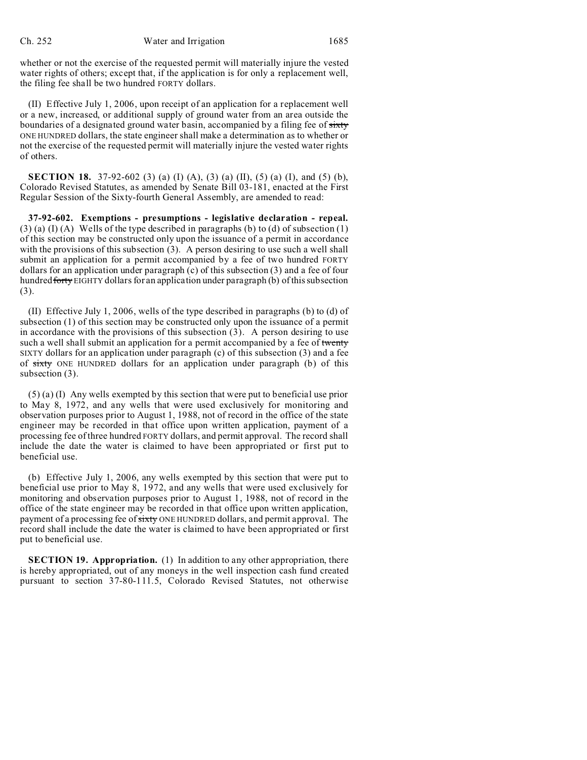whether or not the exercise of the requested permit will materially injure the vested water rights of others; except that, if the application is for only a replacement well, the filing fee shall be two hundred FORTY dollars.

(II) Effective July 1, 2006, upon receipt of an application for a replacement well or a new, increased, or additional supply of ground water from an area outside the boundaries of a designated ground water basin, accompanied by a filing fee of ~~sixty~~ ONE HUNDRED dollars, the state engineer shall make a determination as to whether or not the exercise of the requested permit will materially injure the vested water rights of others.

**SECTION 18.** 37-92-602 (3) (a) (I) (A), (3) (a) (II), (5) (a) (I), and (5) (b), Colorado Revised Statutes, as amended by Senate Bill 03-181, enacted at the First Regular Session of the Sixty-fourth General Assembly, are amended to read:

**37-92-602. Exemptions - presumptions - legislative declaration - repeal.** (3) (a) (I) (A) Wells of the type described in paragraphs (b) to (d) of subsection (1) of this section may be constructed only upon the issuance of a permit in accordance with the provisions of this subsection (3). A person desiring to use such a well shall submit an application for a permit accompanied by a fee of two hundred FORTY dollars for an application under paragraph (c) of this subsection (3) and a fee of four hundred ~~forty~~ EIGHTY dollars for an application under paragraph (b) of this subsection (3).

(II) Effective July 1, 2006, wells of the type described in paragraphs (b) to (d) of subsection (1) of this section may be constructed only upon the issuance of a permit in accordance with the provisions of this subsection (3). A person desiring to use such a well shall submit an application for a permit accompanied by a fee of ~~twenty~~ SIXTY dollars for an application under paragraph (c) of this subsection (3) and a fee of ~~sixty~~ ONE HUNDRED dollars for an application under paragraph (b) of this subsection (3).

(5) (a) (I) Any wells exempted by this section that were put to beneficial use prior to May 8, 1972, and any wells that were used exclusively for monitoring and observation purposes prior to August 1, 1988, not of record in the office of the state engineer may be recorded in that office upon written application, payment of a processing fee of three hundred FORTY dollars, and permit approval. The record shall include the date the water is claimed to have been appropriated or first put to beneficial use.

(b) Effective July 1, 2006, any wells exempted by this section that were put to beneficial use prior to May 8, 1972, and any wells that were used exclusively for monitoring and observation purposes prior to August 1, 1988, not of record in the office of the state engineer may be recorded in that office upon written application, payment of a processing fee of ~~sixty~~ ONE HUNDRED dollars, and permit approval. The record shall include the date the water is claimed to have been appropriated or first put to beneficial use.

**SECTION 19. Appropriation.** (1) In addition to any other appropriation, there is hereby appropriated, out of any moneys in the well inspection cash fund created pursuant to section 37-80-111.5, Colorado Revised Statutes, not otherwise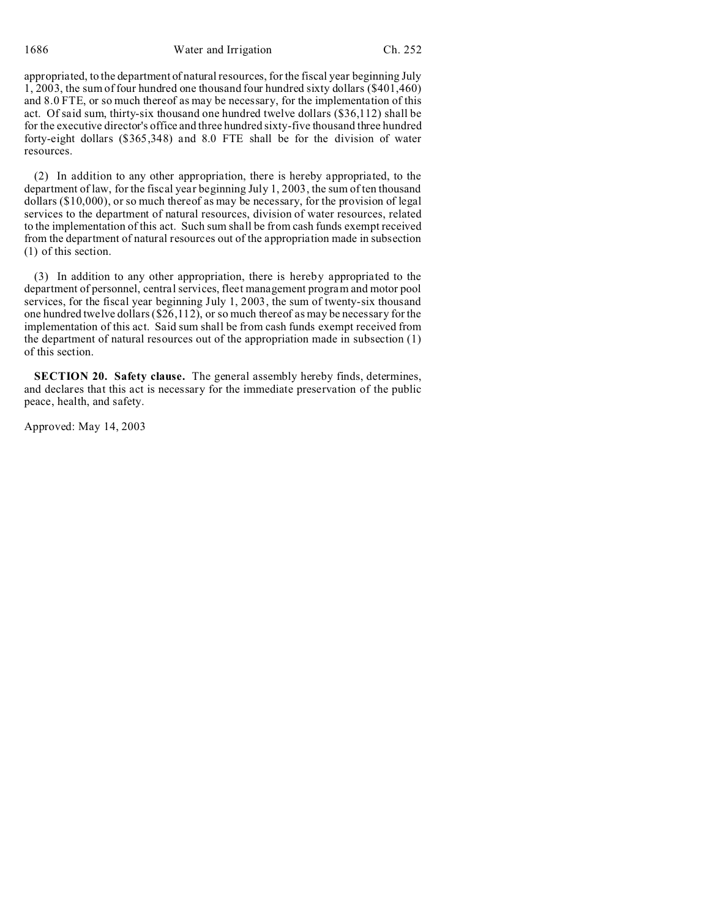appropriated, to the department of natural resources, for the fiscal year beginning July 1, 2003, the sum of four hundred one thousand four hundred sixty dollars ($401,460) and 8.0 FTE, or so much thereof as may be necessary, for the implementation of this act. Of said sum, thirty-six thousand one hundred twelve dollars ($36,112) shall be for the executive director's office and three hundred sixty-five thousand three hundred forty-eight dollars ($365,348) and 8.0 FTE shall be for the division of water resources.

(2) In addition to any other appropriation, there is hereby appropriated, to the department of law, for the fiscal year beginning July 1, 2003, the sum of ten thousand dollars ($10,000), or so much thereof as may be necessary, for the provision of legal services to the department of natural resources, division of water resources, related to the implementation of this act. Such sum shall be from cash funds exempt received from the department of natural resources out of the appropriation made in subsection (1) of this section.

(3) In addition to any other appropriation, there is hereby appropriated to the department of personnel, central services, fleet management program and motor pool services, for the fiscal year beginning July 1, 2003, the sum of twenty-six thousand one hundred twelve dollars ($26,112), or so much thereof as may be necessary for the implementation of this act. Said sum shall be from cash funds exempt received from the department of natural resources out of the appropriation made in subsection (1) of this section.

**SECTION 20. Safety clause.** The general assembly hereby finds, determines, and declares that this act is necessary for the immediate preservation of the public peace, health, and safety.

Approved: May 14, 2003